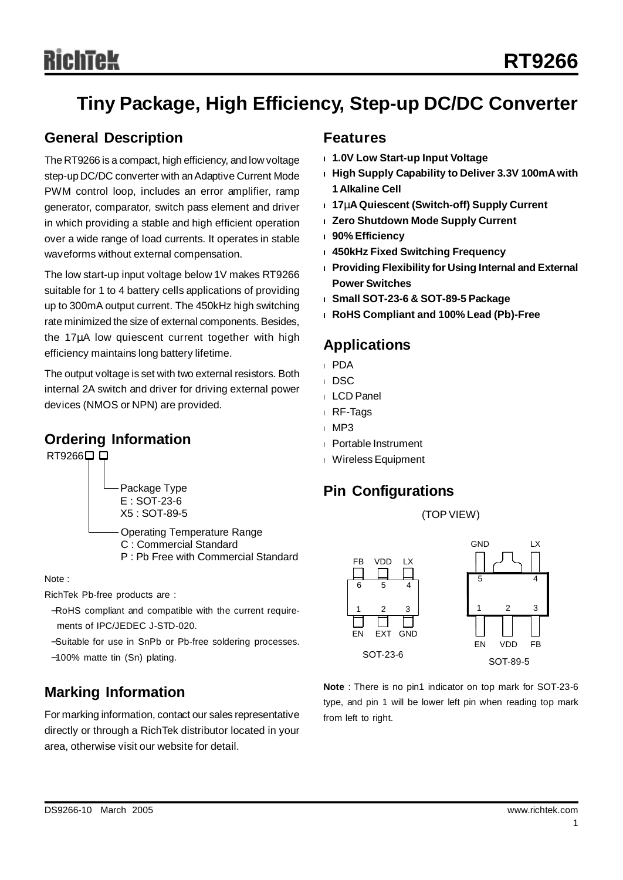# RT9266

## Tiny Package, High Efficiency, Step-up DC/DC Converter

### General Description

The RT9266 is a compact, high efficiency, and low voltage step-up DC/DC converter with an Adaptive Current Mode PWM control loop, includes an error amplifier, ramp generator, comparator, switch pass element and driver in which providing a stable and high efficient operation over a wide range of load currents. It operates in stable waveforms without external compensation.

The low start-up input voltage below 1V makes RT9266 suitable for 1 to 4 battery cells applications of providing up to 300mA output current. The 450kHz high switching rate minimized the size of external components. Besides, the 17μA low quiescent current together with high efficiency maintains long battery lifetime.

The output voltage is set with two external resistors. Both internal 2A switch and driver for driving external power devices (NMOS or NPN) are provided.

### Ordering Information

RT9266□ □

- Package Type
  - E : SOT-23-6
  - X5 : SOT-89-5
- Operating Temperature Range
  - C : Commercial Standard
  - P : Pb Free with Commercial Standard

Note :

RichTek Pb-free products are :

- −RoHS compliant and compatible with the current requirements of IPC/JEDEC J-STD-020.
- −Suitable for use in SnPb or Pb-free soldering processes.
- −100% matte tin (Sn) plating.

### Marking Information

For marking information, contact our sales representative directly or through a RichTek distributor located in your area, otherwise visit our website for detail.

### Features

- **1.0V Low Start-up Input Voltage**
- **High Supply Capability to Deliver 3.3V 100mA with 1 Alkaline Cell**
- **17μA Quiescent (Switch-off) Supply Current**
- **Zero Shutdown Mode Supply Current**
- **90% Efficiency**
- **450kHz Fixed Switching Frequency**
- **Providing Flexibility for Using Internal and External Power Switches**
- **Small SOT-23-6 & SOT-89-5 Package**
- **RoHS Compliant and 100% Lead (Pb)-Free**

### Applications

- PDA
- DSC
- LCD Panel
- RF-Tags
- MP3
- Portable Instrument
- Wireless Equipment

### Pin Configurations

(TOP VIEW)

SOT-23-6: 6 FB, 5 VDD, 4 LX, 1 EN, 2 EXT, 3 GND

SOT-89-5: 5 GND, 4 LX, 1 EN, 2 VDD, 3 FB

**Note** : There is no pin1 indicator on top mark for SOT-23-6 type, and pin 1 will be lower left pin when reading top mark from left to right.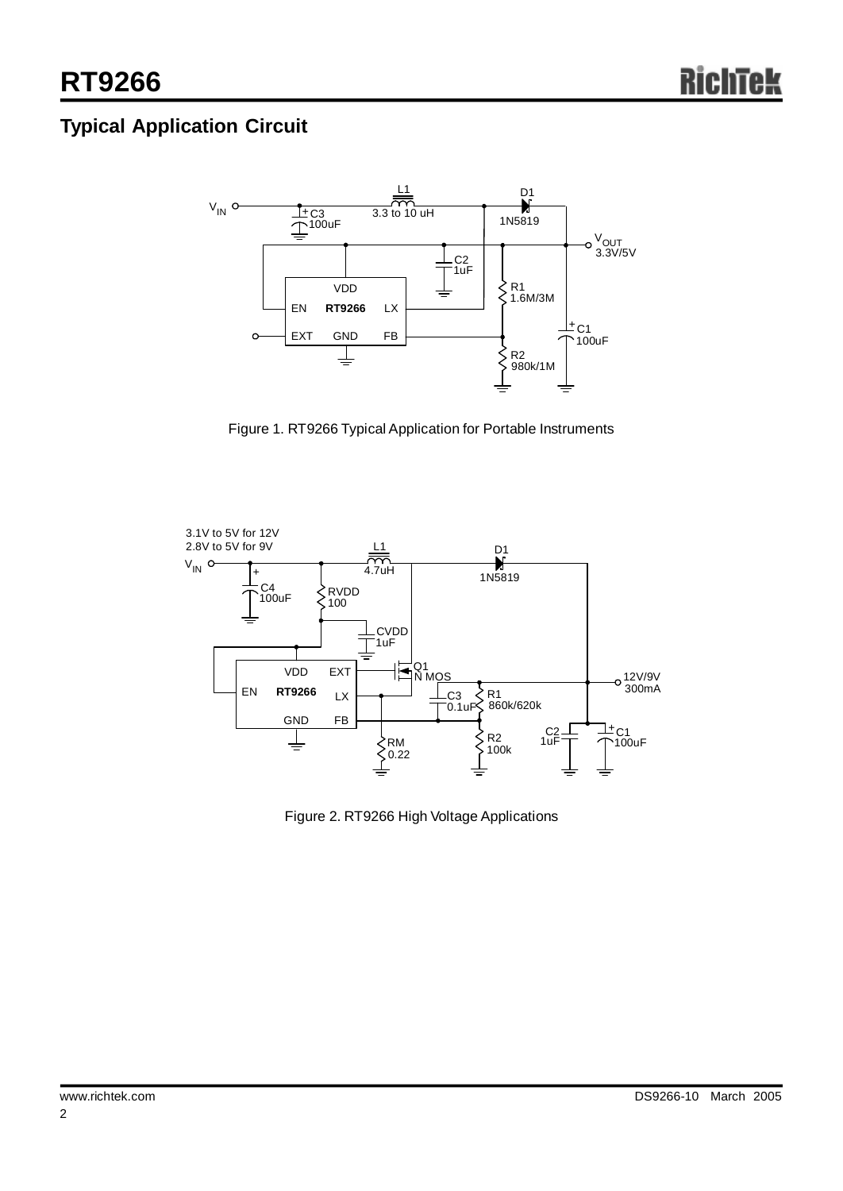## Typical Application Circuit

Figure 1. RT9266 Typical Application for Portable Instruments

Figure 2. RT9266 High Voltage Applications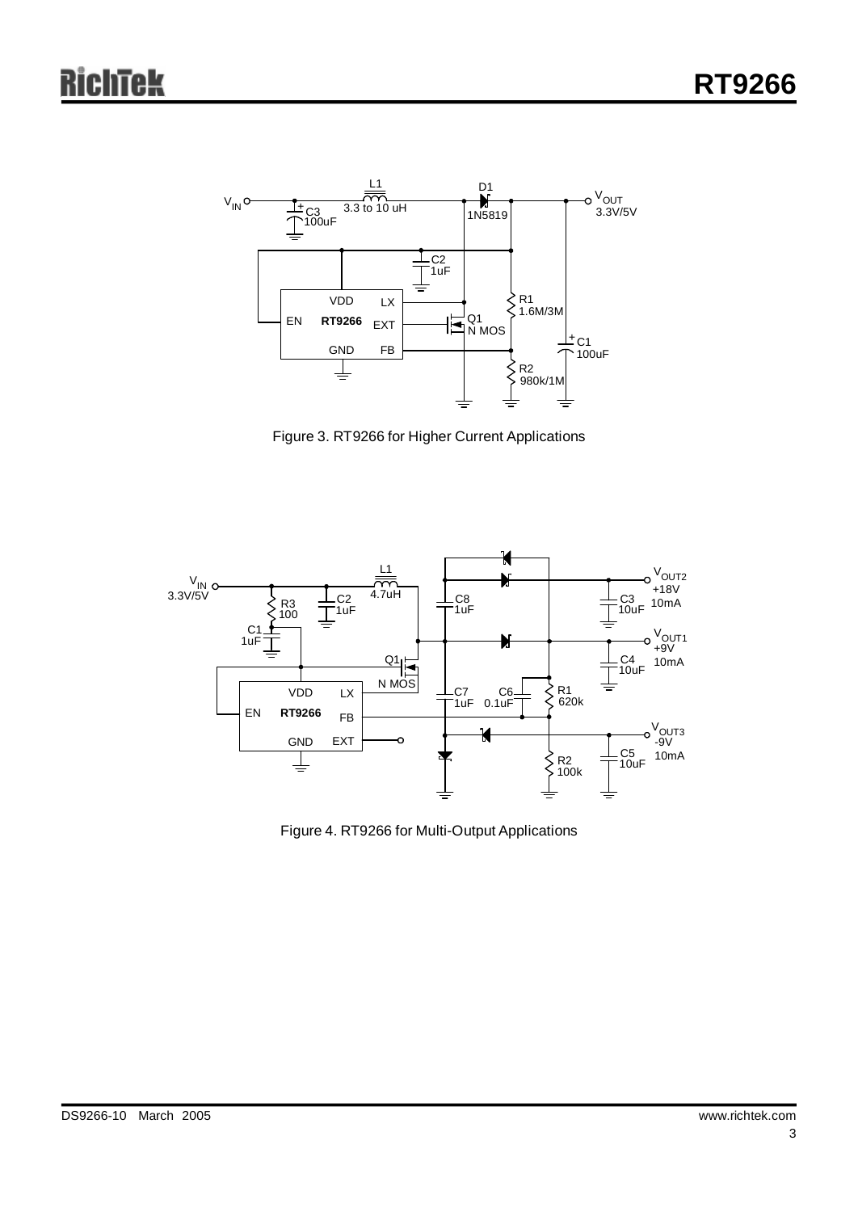Figure 3. RT9266 for Higher Current Applications

Figure 4. RT9266 for Multi-Output Applications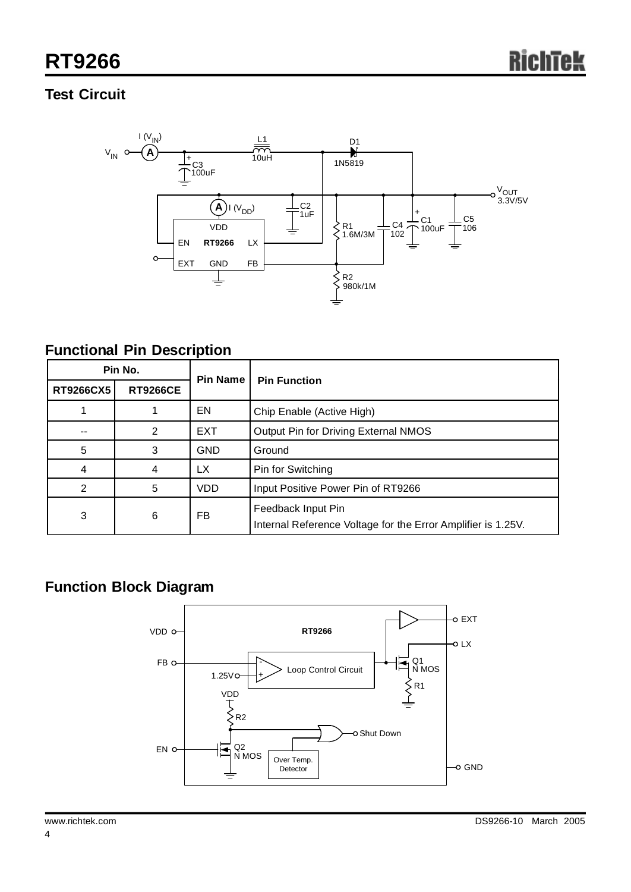## Test Circuit

## Functional Pin Description

| Pin No. | | Pin Name | Pin Function |
|---|---|---|---|
| RT9266CX5 | RT9266CE | | |
| 1 | 1 | EN | Chip Enable (Active High) |
| -- | 2 | EXT | Output Pin for Driving External NMOS |
| 5 | 3 | GND | Ground |
| 4 | 4 | LX | Pin for Switching |
| 2 | 5 | VDD | Input Positive Power Pin of RT9266 |
| 3 | 6 | FB | Feedback Input Pin<br>Internal Reference Voltage for the Error Amplifier is 1.25V. |

## Function Block Diagram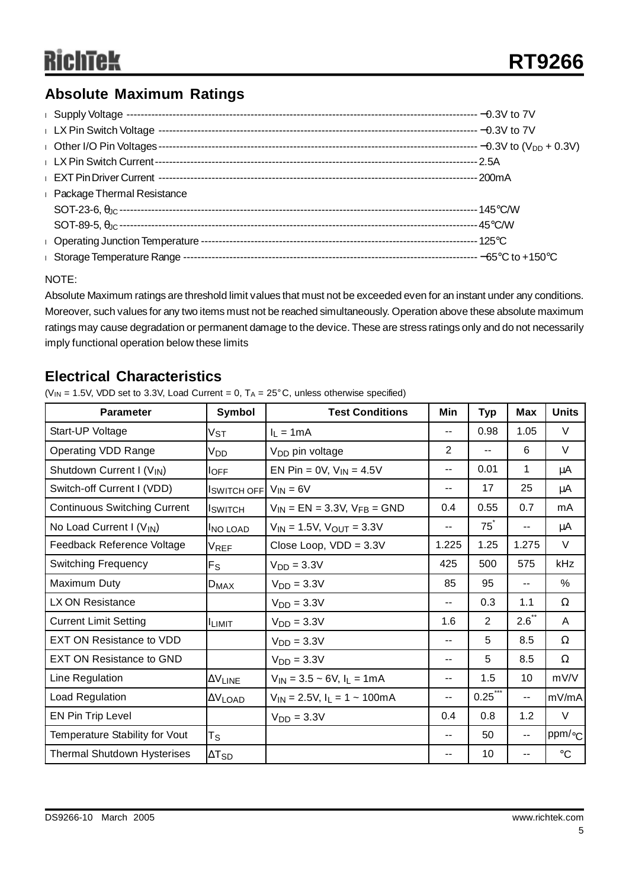## Absolute Maximum Ratings

- Supply Voltage ------------------------------------------------------------------------------------------------ −0.3V to 7V
- LX Pin Switch Voltage ------------------------------------------------------------------------------------------ −0.3V to 7V
- Other I/O Pin Voltages ------------------------------------------------------------------------------------------ −0.3V to ($V_{DD}$ + 0.3V)
- LX Pin Switch Current ------------------------------------------------------------------------------------------ 2.5A
- EXT Pin Driver Current ----------------------------------------------------------------------------------------- 200mA
- Package Thermal Resistance

  SOT-23-6, $\theta_{JC}$ ----------------------------------------------------------------------------------------- 145°C/W

  SOT-89-5, $\theta_{JC}$ ----------------------------------------------------------------------------------------- 45°C/W
- Operating Junction Temperature ------------------------------------------------------------------------------ 125°C
- Storage Temperature Range --------------------------------------------------------------------------------- −65°C to +150°C

NOTE:

Absolute Maximum ratings are threshold limit values that must not be exceeded even for an instant under any conditions. Moreover, such values for any two items must not be reached simultaneously. Operation above these absolute maximum ratings may cause degradation or permanent damage to the device. These are stress ratings only and do not necessarily imply functional operation below these limits

## Electrical Characteristics

($V_{IN}$ = 1.5V, VDD set to 3.3V, Load Current = 0, $T_A$ = 25°C, unless otherwise specified)

| Parameter | Symbol | Test Conditions | Min | Typ | Max | Units |
|---|---|---|---|---|---|---|
| Start-UP Voltage | $V_{ST}$ | $I_L$ = 1mA | -- | 0.98 | 1.05 | V |
| Operating VDD Range | $V_{DD}$ | $V_{DD}$ pin voltage | 2 | -- | 6 | V |
| Shutdown Current I ($V_{IN}$) | $I_{OFF}$ | EN Pin = 0V, $V_{IN}$ = 4.5V | -- | 0.01 | 1 | μA |
| Switch-off Current I (VDD) | $I_{SWITCH\ OFF}$ | $V_{IN}$ = 6V | -- | 17 | 25 | μA |
| Continuous Switching Current | $I_{SWITCH}$ | $V_{IN}$ = EN = 3.3V, $V_{FB}$ = GND | 0.4 | 0.55 | 0.7 | mA |
| No Load Current I ($V_{IN}$) | $I_{NO\ LOAD}$ | $V_{IN}$ = 1.5V, $V_{OUT}$ = 3.3V | -- | 75* | -- | μA |
| Feedback Reference Voltage | $V_{REF}$ | Close Loop, VDD = 3.3V | 1.225 | 1.25 | 1.275 | V |
| Switching Frequency | $F_S$ | $V_{DD}$ = 3.3V | 425 | 500 | 575 | kHz |
| Maximum Duty | $D_{MAX}$ | $V_{DD}$ = 3.3V | 85 | 95 | -- | % |
| LX ON Resistance | | $V_{DD}$ = 3.3V | -- | 0.3 | 1.1 | Ω |
| Current Limit Setting | $I_{LIMIT}$ | $V_{DD}$ = 3.3V | 1.6 | 2 | 2.6** | A |
| EXT ON Resistance to VDD | | $V_{DD}$ = 3.3V | -- | 5 | 8.5 | Ω |
| EXT ON Resistance to GND | | $V_{DD}$ = 3.3V | -- | 5 | 8.5 | Ω |
| Line Regulation | $\Delta V_{LINE}$ | $V_{IN}$ = 3.5 ~ 6V, $I_L$ = 1mA | -- | 1.5 | 10 | mV/V |
| Load Regulation | $\Delta V_{LOAD}$ | $V_{IN}$ = 2.5V, $I_L$ = 1 ~ 100mA | -- | 0.25*** | -- | mV/mA |
| EN Pin Trip Level | | $V_{DD}$ = 3.3V | 0.4 | 0.8 | 1.2 | V |
| Temperature Stability for Vout | $T_S$ | | -- | 50 | -- | ppm/°C |
| Thermal Shutdown Hysterises | $\Delta T_{SD}$ | | -- | 10 | -- | °C |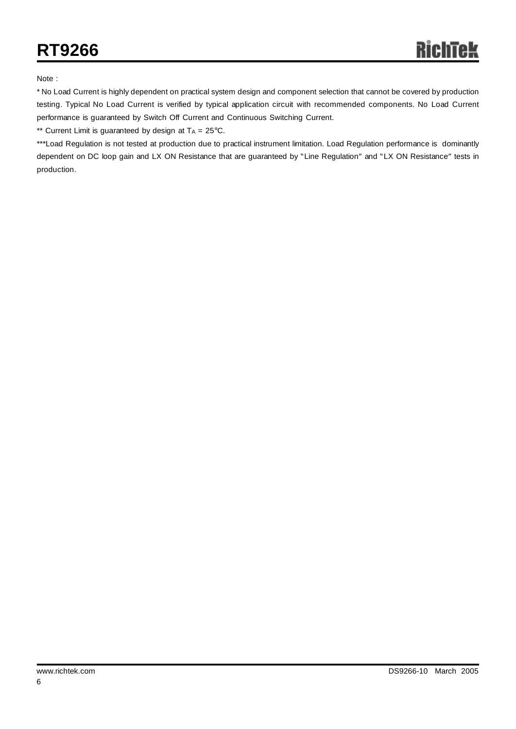Note :

* No Load Current is highly dependent on practical system design and component selection that cannot be covered by production testing. Typical No Load Current is verified by typical application circuit with recommended components. No Load Current performance is guaranteed by Switch Off Current and Continuous Switching Current.

** Current Limit is guaranteed by design at $T_A$ = 25°C.

***Load Regulation is not tested at production due to practical instrument limitation. Load Regulation performance is dominantly dependent on DC loop gain and LX ON Resistance that are guaranteed by "Line Regulation" and "LX ON Resistance" tests in production.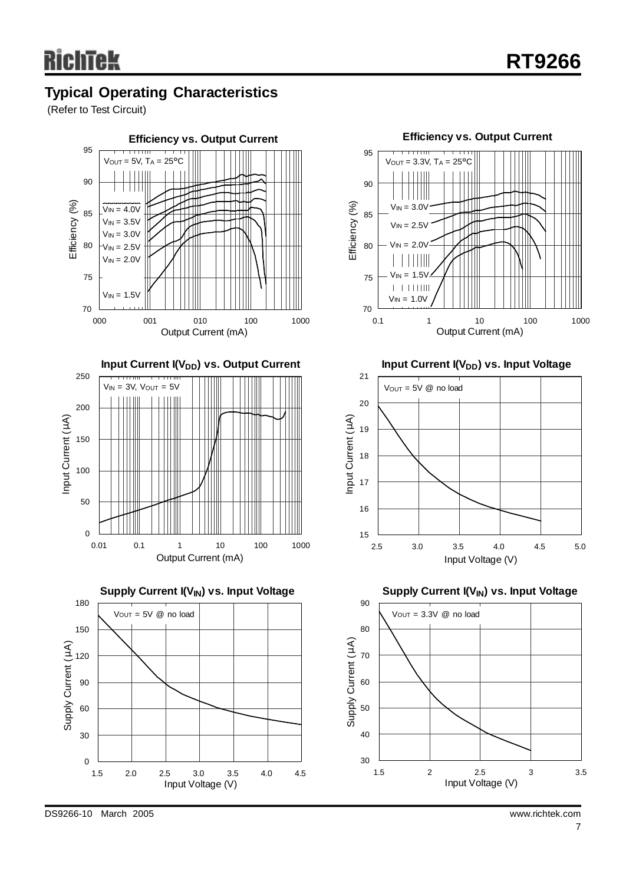## Typical Operating Characteristics

(Refer to Test Circuit)

**Efficiency vs. Output Current**

$V_{OUT}$ = 5V, $T_A$ = 25°C

$V_{IN}$ = 4.0V, $V_{IN}$ = 3.5V, $V_{IN}$ = 3.0V, $V_{IN}$ = 2.5V, $V_{IN}$ = 2.0V, $V_{IN}$ = 1.5V

Efficiency (%) vs. Output Current (mA)

**Efficiency vs. Output Current**

$V_{OUT}$ = 3.3V, $T_A$ = 25°C

$V_{IN}$ = 3.0V, $V_{IN}$ = 2.5V, $V_{IN}$ = 2.0V, $V_{IN}$ = 1.5V, $V_{IN}$ = 1.0V

Efficiency (%) vs. Output Current (mA)

**Input Current I($V_{DD}$) vs. Output Current**

$V_{IN}$ = 3V, $V_{OUT}$ = 5V

Input Current (μA) vs. Output Current (mA)

**Input Current I($V_{DD}$) vs. Input Voltage**

$V_{OUT}$ = 5V @ no load

Input Current (μA) vs. Input Voltage (V)

**Supply Current I($V_{IN}$) vs. Input Voltage**

$V_{OUT}$ = 5V @ no load

Supply Current (μA) vs. Input Voltage (V)

**Supply Current I($V_{IN}$) vs. Input Voltage**

$V_{OUT}$ = 3.3V @ no load

Supply Current (μA) vs. Input Voltage (V)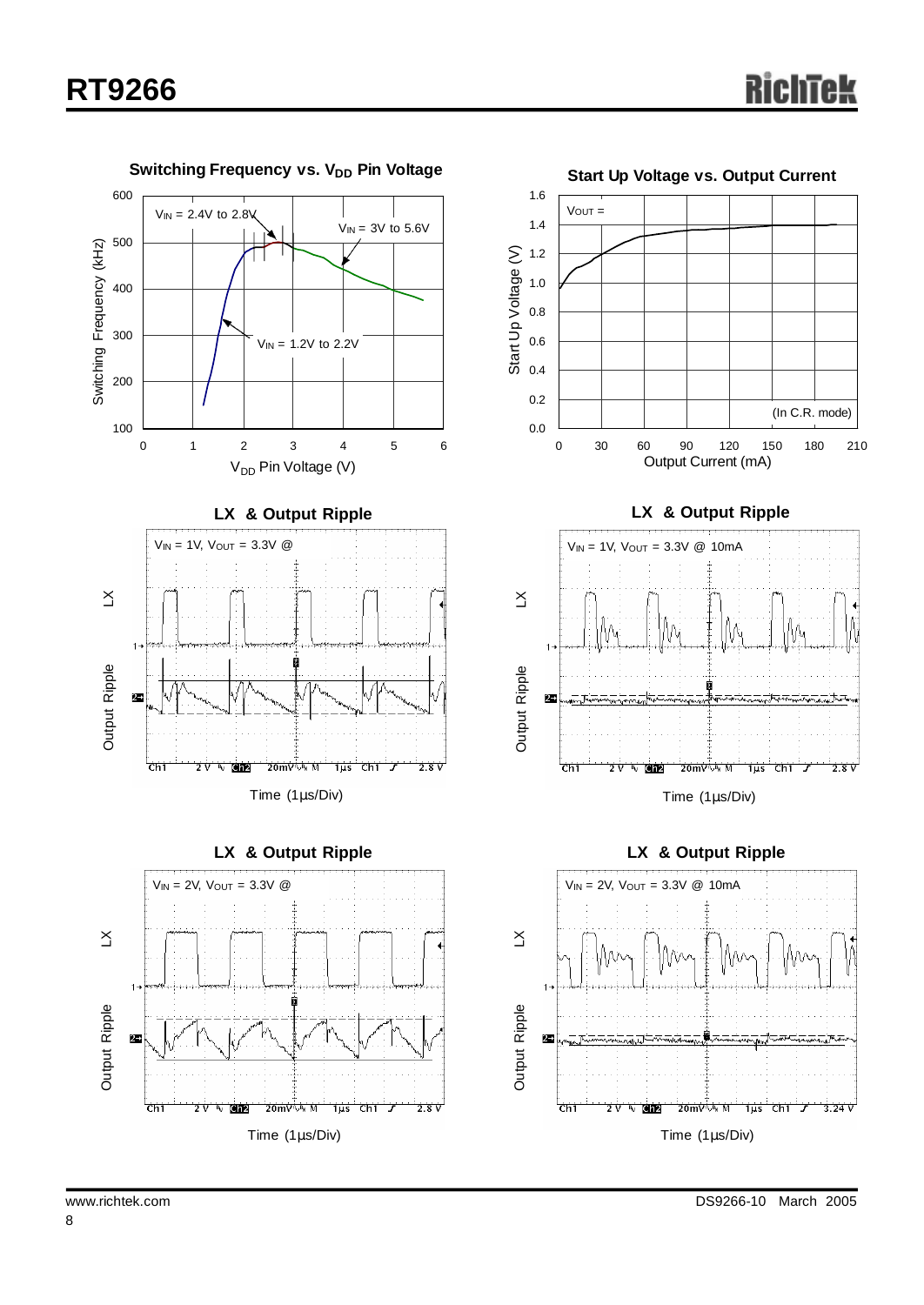### Switching Frequency vs. $V_{DD}$ Pin Voltage

$V_{IN}$ = 2.4V to 2.8V

$V_{IN}$ = 3V to 5.6V

$V_{IN}$ = 1.2V to 2.2V

Switching Frequency (kHz)

$V_{DD}$ Pin Voltage (V)

### Start Up Voltage vs. Output Current

$V_{OUT}$ =

(In C.R. mode)

Start Up Voltage (V)

Output Current (mA)

### LX & Output Ripple

$V_{IN}$ = 1V, $V_{OUT}$ = 3.3V @

Time (1μs/Div)

### LX & Output Ripple

$V_{IN}$ = 1V, $V_{OUT}$ = 3.3V @ 10mA

Time (1μs/Div)

### LX & Output Ripple

$V_{IN}$ = 2V, $V_{OUT}$ = 3.3V @

Time (1μs/Div)

### LX & Output Ripple

$V_{IN}$ = 2V, $V_{OUT}$ = 3.3V @ 10mA

Time (1μs/Div)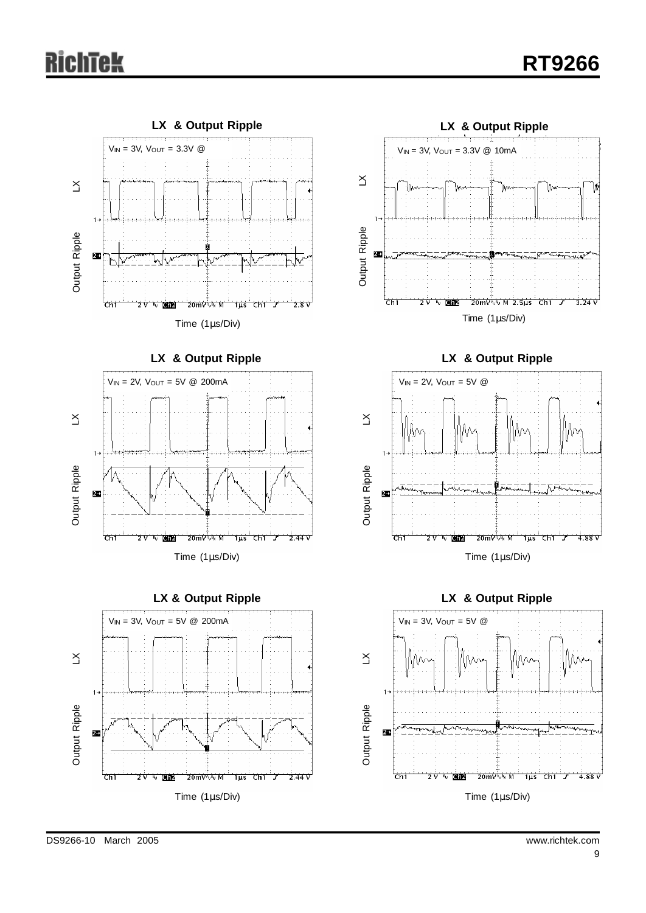**LX & Output Ripple**

$V_{IN}$ = 3V, $V_{OUT}$ = 3.3V @

LX

Output Ripple

Ch1 2 V Ch2 20mV M 1µs Ch1 2.8 V

Time (1µs/Div)

**LX & Output Ripple**

$V_{IN}$ = 3V, $V_{OUT}$ = 3.3V @ 10mA

LX

Output Ripple

Ch1 2 V Ch2 20mV M 2.5µs Ch1 3.24 V

Time (1µs/Div)

**LX & Output Ripple**

$V_{IN}$ = 2V, $V_{OUT}$ = 5V @ 200mA

LX

Output Ripple

Ch1 2 V Ch2 20mV M 1µs Ch1 2.44 V

Time (1µs/Div)

**LX & Output Ripple**

$V_{IN}$ = 2V, $V_{OUT}$ = 5V @

LX

Output Ripple

Ch1 2 V Ch2 20mV M 1µs Ch1 4.88 V

Time (1µs/Div)

**LX & Output Ripple**

$V_{IN}$ = 3V, $V_{OUT}$ = 5V @ 200mA

LX

Output Ripple

Ch1 2 V Ch2 20mV M 1µs Ch1 2.44 V

Time (1µs/Div)

**LX & Output Ripple**

$V_{IN}$ = 3V, $V_{OUT}$ = 5V @

LX

Output Ripple

Ch1 2 V Ch2 20mV M 1µs Ch1 4.88 V

Time (1µs/Div)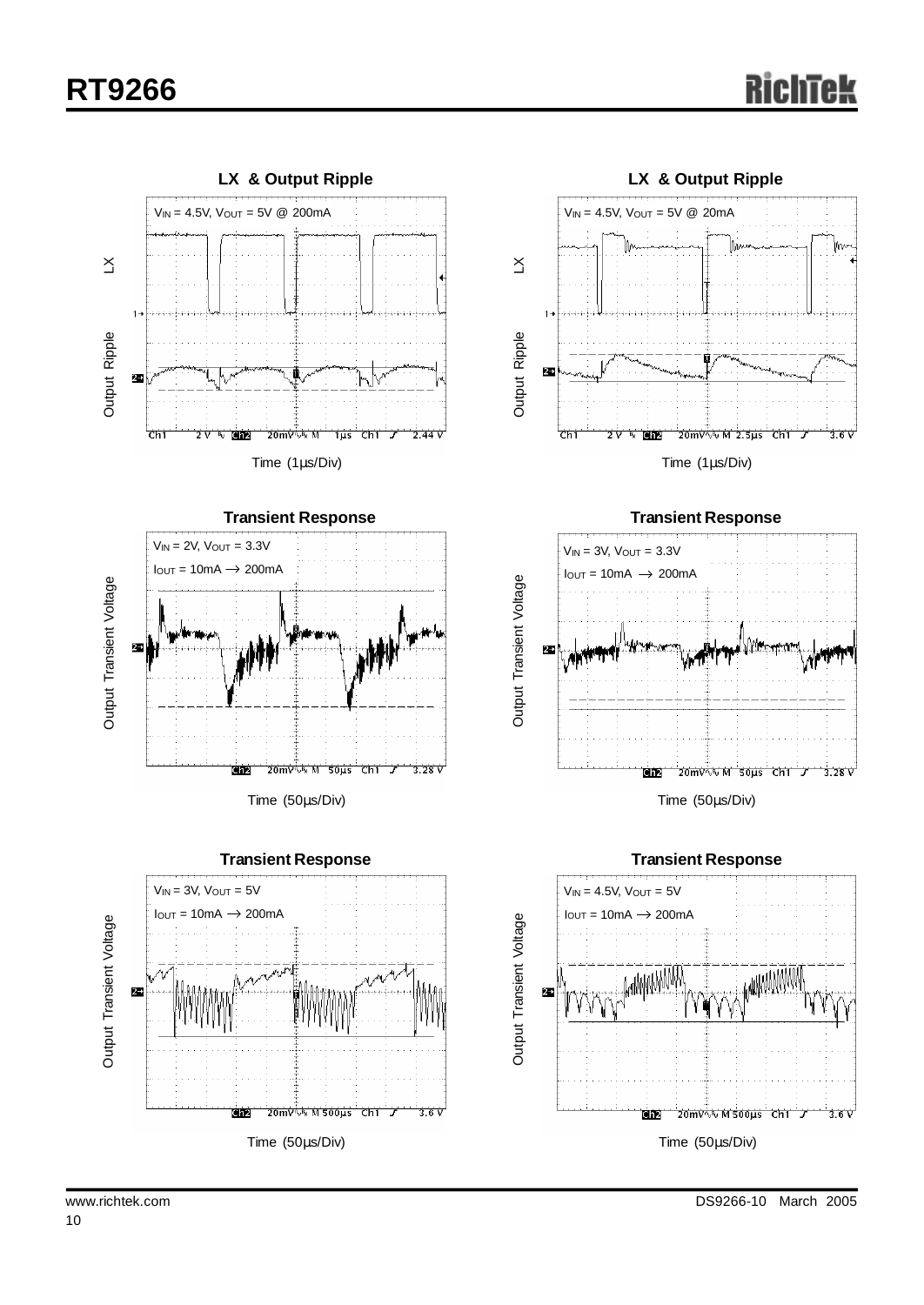**LX & Output Ripple**

$V_{IN}$ = 4.5V, $V_{OUT}$ = 5V @ 200mA

LX

Output Ripple

Ch1 2 V Ch2 20mV M 1µs Ch1 2.44 V

Time (1µs/Div)

**LX & Output Ripple**

$V_{IN}$ = 4.5V, $V_{OUT}$ = 5V @ 20mA

LX

Output Ripple

Ch1 2 V Ch2 20mV M 2.5µs Ch1 3.6 V

Time (1µs/Div)

**Transient Response**

$V_{IN}$ = 2V, $V_{OUT}$ = 3.3V

$I_{OUT}$ = 10mA → 200mA

Output Transient Voltage

Ch2 20mV M 50µs Ch1 3.28 V

Time (50µs/Div)

**Transient Response**

$V_{IN}$ = 3V, $V_{OUT}$ = 3.3V

$I_{OUT}$ = 10mA → 200mA

Output Transient Voltage

Ch2 20mV M 50µs Ch1 3.28 V

Time (50µs/Div)

**Transient Response**

$V_{IN}$ = 3V, $V_{OUT}$ = 5V

$I_{OUT}$ = 10mA → 200mA

Output Transient Voltage

Ch2 20mV M 500µs Ch1 3.6 V

Time (50µs/Div)

**Transient Response**

$V_{IN}$ = 4.5V, $V_{OUT}$ = 5V

$I_{OUT}$ = 10mA → 200mA

Output Transient Voltage

Ch2 20mV M 500µs Ch1 3.6 V

Time (50µs/Div)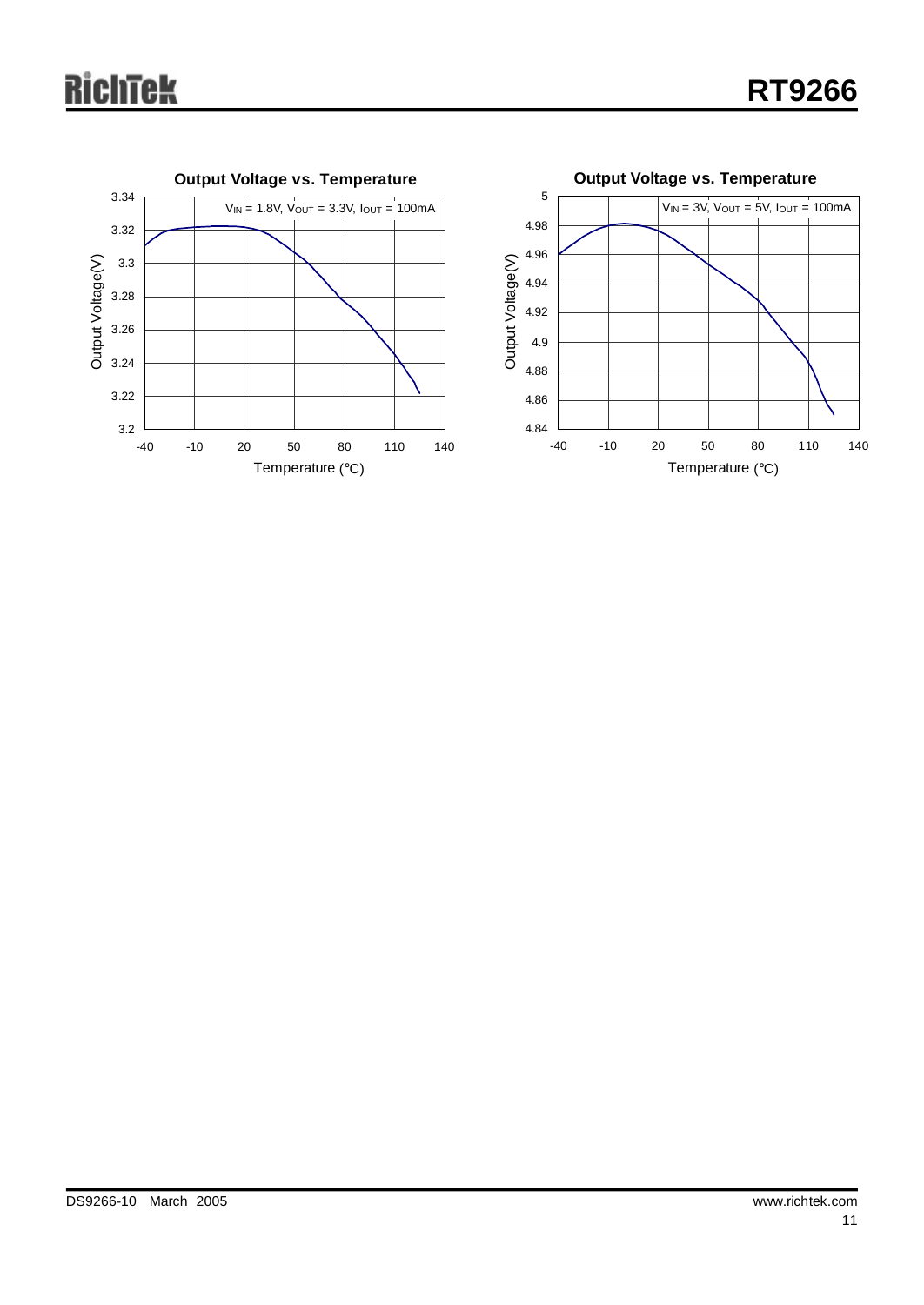**Output Voltage vs. Temperature**

$V_{IN}$ = 1.8V, $V_{OUT}$ = 3.3V, $I_{OUT}$ = 100mA

Output Voltage(V)

Temperature (°C)

**Output Voltage vs. Temperature**

$V_{IN}$ = 3V, $V_{OUT}$ = 5V, $I_{OUT}$ = 100mA

Output Voltage(V)

Temperature (°C)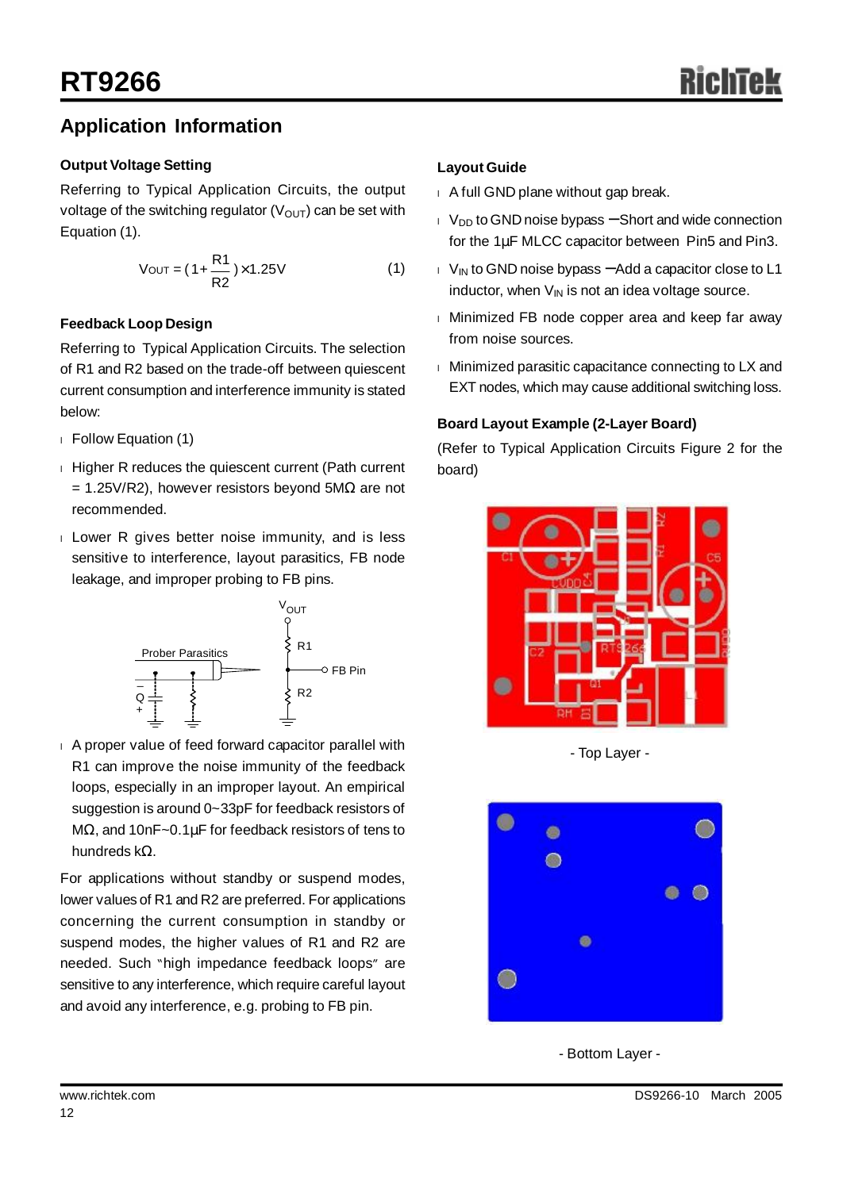## Application Information

### Output Voltage Setting

Referring to Typical Application Circuits, the output voltage of the switching regulator ($V_{OUT}$) can be set with Equation (1).

$$V_{OUT} = (1 + \frac{R1}{R2}) \times 1.25V \quad (1)$$

### Feedback Loop Design

Referring to Typical Application Circuits. The selection of R1 and R2 based on the trade-off between quiescent current consumption and interference immunity is stated below:

- Follow Equation (1)
- Higher R reduces the quiescent current (Path current = 1.25V/R2), however resistors beyond 5MΩ are not recommended.
- Lower R gives better noise immunity, and is less sensitive to interference, layout parasitics, FB node leakage, and improper probing to FB pins.

Prober Parasitics

$V_{OUT}$, R1, FB Pin, R2

- A proper value of feed forward capacitor parallel with R1 can improve the noise immunity of the feedback loops, especially in an improper layout. An empirical suggestion is around 0~33pF for feedback resistors of MΩ, and 10nF~0.1µF for feedback resistors of tens to hundreds kΩ.

For applications without standby or suspend modes, lower values of R1 and R2 are preferred. For applications concerning the current consumption in standby or suspend modes, the higher values of R1 and R2 are needed. Such "high impedance feedback loops" are sensitive to any interference, which require careful layout and avoid any interference, e.g. probing to FB pin.

### Layout Guide

- A full GND plane without gap break.
- $V_{DD}$ to GND noise bypass − Short and wide connection for the 1µF MLCC capacitor between Pin5 and Pin3.
- $V_{IN}$ to GND noise bypass − Add a capacitor close to L1 inductor, when $V_{IN}$ is not an idea voltage source.
- Minimized FB node copper area and keep far away from noise sources.
- Minimized parasitic capacitance connecting to LX and EXT nodes, which may cause additional switching loss.

### Board Layout Example (2-Layer Board)

(Refer to Typical Application Circuits Figure 2 for the board)

- Top Layer -

- Bottom Layer -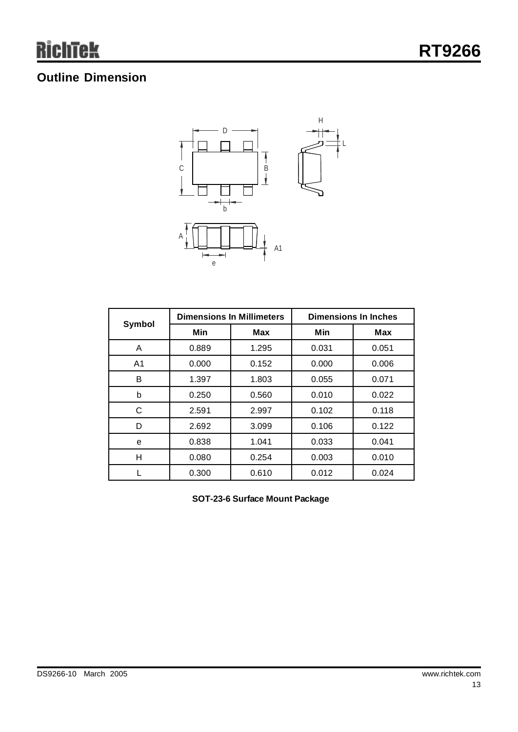## Outline Dimension

| Symbol | Dimensions In Millimeters | | Dimensions In Inches | |
|---|---|---|---|---|
| | Min | Max | Min | Max |
| A | 0.889 | 1.295 | 0.031 | 0.051 |
| A1 | 0.000 | 0.152 | 0.000 | 0.006 |
| B | 1.397 | 1.803 | 0.055 | 0.071 |
| b | 0.250 | 0.560 | 0.010 | 0.022 |
| C | 2.591 | 2.997 | 0.102 | 0.118 |
| D | 2.692 | 3.099 | 0.106 | 0.122 |
| e | 0.838 | 1.041 | 0.033 | 0.041 |
| H | 0.080 | 0.254 | 0.003 | 0.010 |
| L | 0.300 | 0.610 | 0.012 | 0.024 |

**SOT-23-6 Surface Mount Package**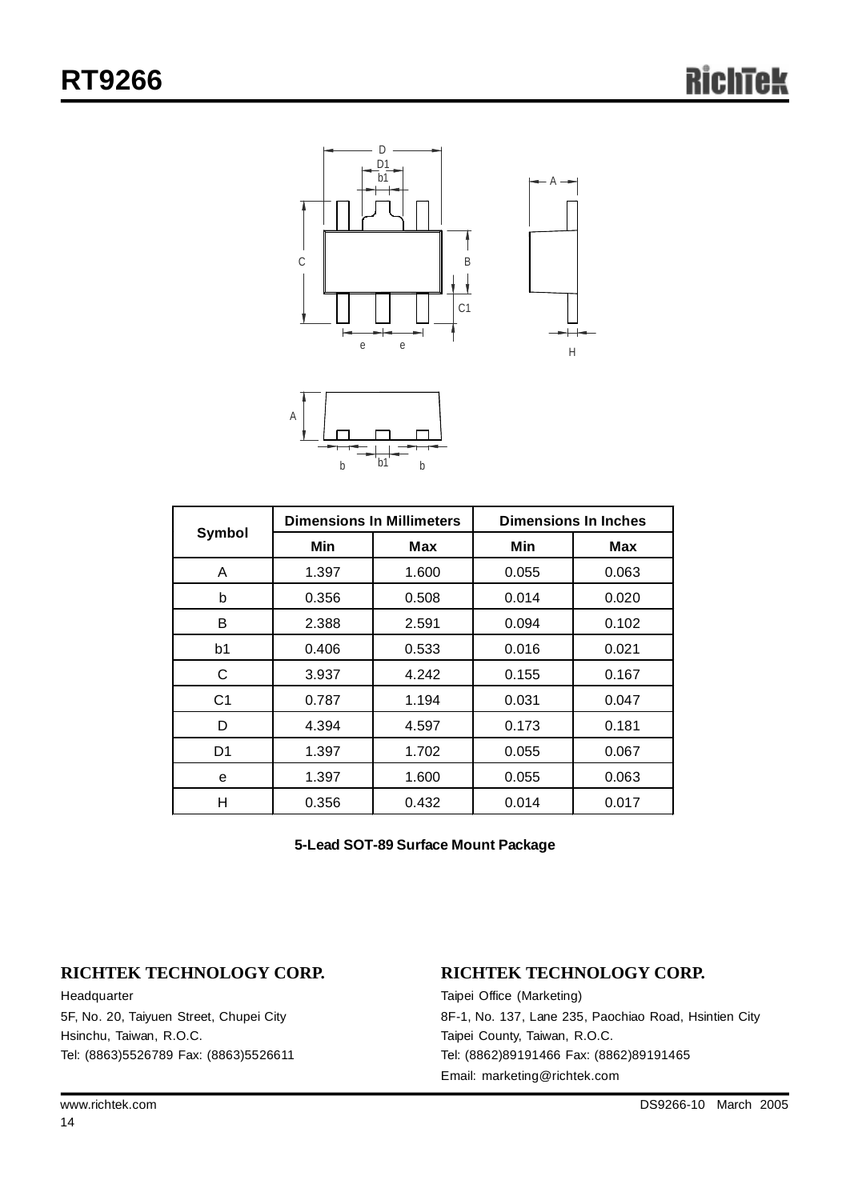| Symbol | Dimensions In Millimeters | | Dimensions In Inches | |
|---|---|---|---|---|
| | Min | Max | Min | Max |
| A | 1.397 | 1.600 | 0.055 | 0.063 |
| b | 0.356 | 0.508 | 0.014 | 0.020 |
| B | 2.388 | 2.591 | 0.094 | 0.102 |
| b1 | 0.406 | 0.533 | 0.016 | 0.021 |
| C | 3.937 | 4.242 | 0.155 | 0.167 |
| C1 | 0.787 | 1.194 | 0.031 | 0.047 |
| D | 4.394 | 4.597 | 0.173 | 0.181 |
| D1 | 1.397 | 1.702 | 0.055 | 0.067 |
| e | 1.397 | 1.600 | 0.055 | 0.063 |
| H | 0.356 | 0.432 | 0.014 | 0.017 |

**5-Lead SOT-89 Surface Mount Package**

**RICHTEK TECHNOLOGY CORP.**

Headquarter
5F, No. 20, Taiyuen Street, Chupei City
Hsinchu, Taiwan, R.O.C.
Tel: (8863)5526789 Fax: (8863)5526611

**RICHTEK TECHNOLOGY CORP.**

Taipei Office (Marketing)
8F-1, No. 137, Lane 235, Paochiao Road, Hsintien City
Taipei County, Taiwan, R.O.C.
Tel: (8862)89191466 Fax: (8862)89191465
Email: marketing@richtek.com